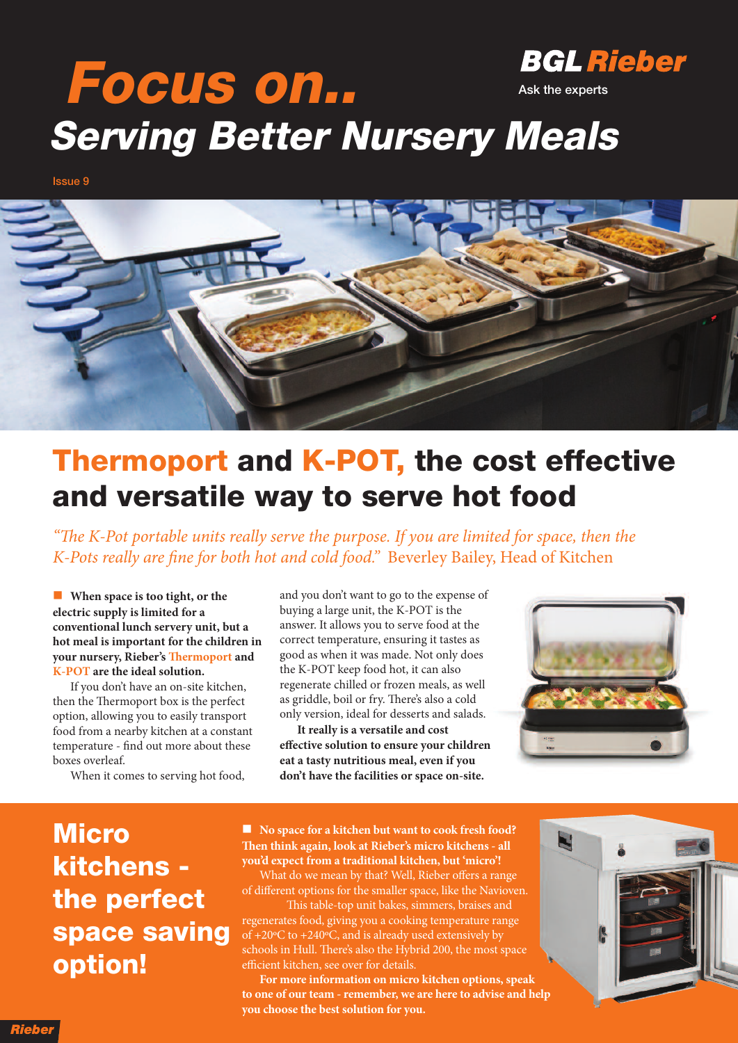# Focus on..

**BGL Rieber**

Ask the experts

## Serving Better Nursery Meals

Issue 9

## Thermoport and K-POT, the cost effective and versatile way to serve hot food

*"The K-Pot portable units really serve the purpose. If you are limited for space, then the K-Pots really are fine for both hot and cold food."* Beverley Bailey, Head of Kitchen

**When space is too tight, or the electric supply is limited for a conventional lunch servery unit, but a hot meal is important for the children in your nursery, Rieber's Thermoport and K-POT are the ideal solution.**

If you don't have an on-site kitchen, then the Thermoport box is the perfect option, allowing you to easily transport food from a nearby kitchen at a constant temperature - find out more about these boxes overleaf.

When it comes to serving hot food, and you don't want to go to the expense of buying a large unit, the K-POT is the answer. It allows you to serve food at the correct temperature, ensuring it tastes as good as when it was made. Not only does the K-POT keep food hot, it can also regenerate chilled or frozen meals, as well as griddle, boil or fry. There's also a cold only version, ideal for desserts and salads.

**It really is a versatile and cost effective solution to ensure your children eat a tasty nutritious meal, even if you don't have the facilities or space on-site.**

## Micro kitchens - the perfect space saving option!

**No space for a kitchen but want to cook fresh food? Then think again, look at Rieber's micro kitchens - all you'd expect from a traditional kitchen, but 'micro'!**

What do we mean by that? Well, Rieber offers a range of different options for the smaller space, like the Navioven.

This table-top unit bakes, simmers, braises and regenerates food, giving you a cooking temperature range of +20ºC to +240ºC, and is already used extensively by schools in Hull. There's also the Hybrid 200, the most space efficient kitchen, see over for details.

**For more information on micro kitchen options, speak to one of our team - remember, we are here to advise and help you choose the best solution for you.**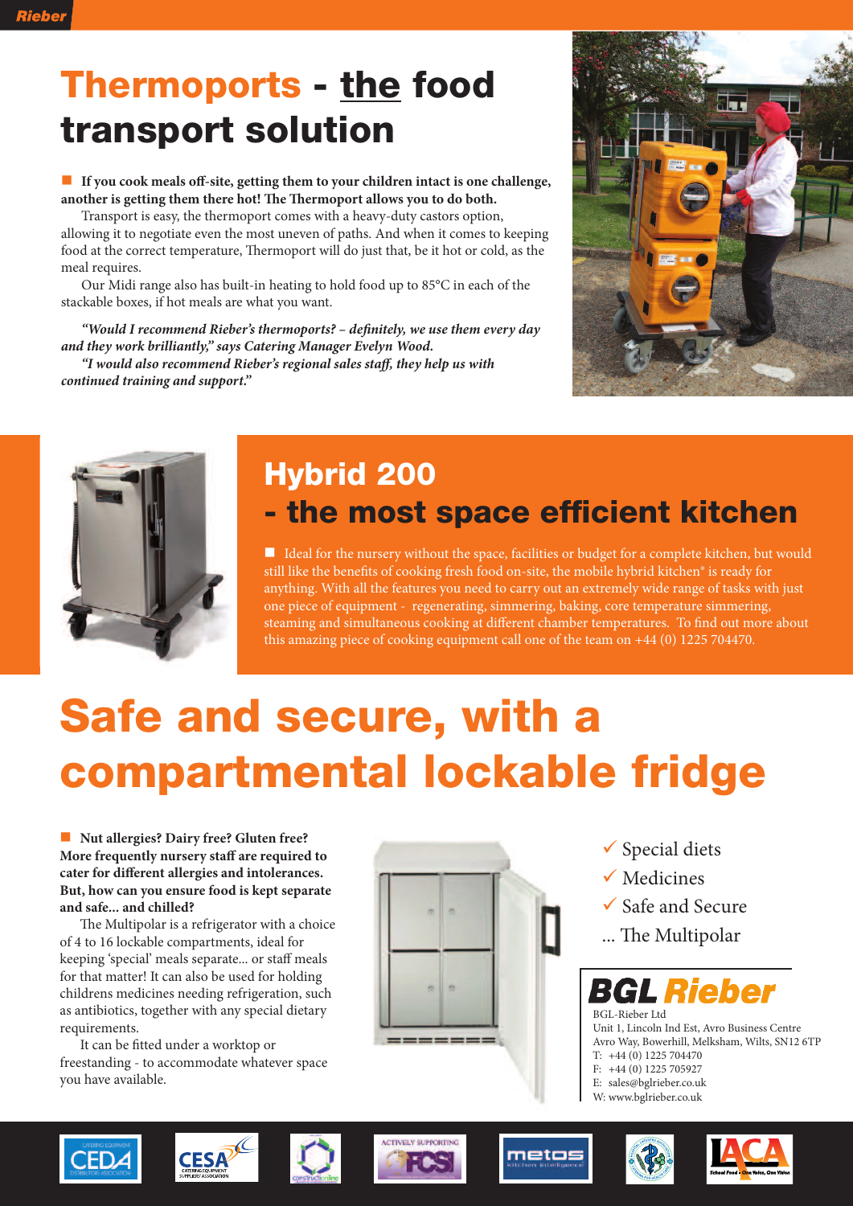# Thermoports - the food transport solution

**If you cook meals off-site, getting them to your children intact is one challenge, another is getting them there hot! The Thermoport allows you to do both.**

Transport is easy, the thermoport comes with a heavy-duty castors option, allowing it to negotiate even the most uneven of paths. And when it comes to keeping food at the correct temperature, Thermoport will do just that, be it hot or cold, as the meal requires.

Our Midi range also has built-in heating to hold food up to 85°C in each of the stackable boxes, if hot meals are what you want.

***"Would I recommend Rieber's thermoports? – definitely, we use them every day and they work brilliantly," says Catering Manager Evelyn Wood.***

***"I would also recommend Rieber's regional sales staff, they help us with continued training and support."***

## Hybrid 200 - the most space efficient kitchen

Ideal for the nursery without the space, facilities or budget for a complete kitchen, but would still like the benefits of cooking fresh food on-site, the mobile hybrid kitchen* is ready for anything. With all the features you need to carry out an extremely wide range of tasks with just one piece of equipment - regenerating, simmering, baking, core temperature simmering, steaming and simultaneous cooking at different chamber temperatures. To find out more about this amazing piece of cooking equipment call one of the team on +44 (0) 1225 704470.

# Safe and secure, with a compartmental lockable fridge

**Nut allergies? Dairy free? Gluten free? More frequently nursery staff are required to cater for different allergies and intolerances. But, how can you ensure food is kept separate and safe... and chilled?**

The Multipolar is a refrigerator with a choice of 4 to 16 lockable compartments, ideal for keeping 'special' meals separate... or staff meals for that matter! It can also be used for holding childrens medicines needing refrigeration, such as antibiotics, together with any special dietary requirements.

It can be fitted under a worktop or freestanding - to accommodate whatever space you have available.

- ✓ Special diets
- ✓ Medicines
- ✓ Safe and Secure

... The Multipolar

**BGL Rieber**

BGL-Rieber Ltd
Unit 1, Lincoln Ind Est, Avro Business Centre
Avro Way, Bowerhill, Melksham, Wilts, SN12 6TP
T: +44 (0) 1225 704470
F: +44 (0) 1225 705927
E: sales@bglrieber.co.uk
W: www.bglrieber.co.uk